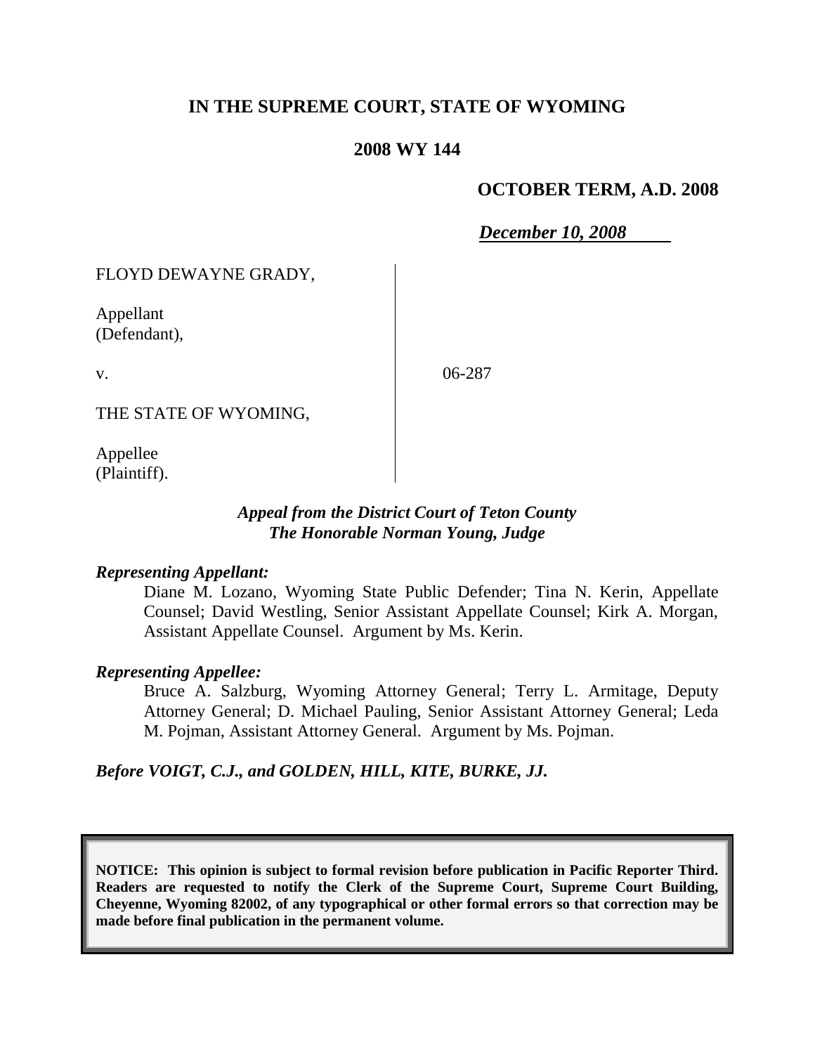**IN THE SUPREME COURT, STATE OF WYOMING**

**2008 WY 144**

**OCTOBER TERM, A.D. 2008**

***December 10, 2008***

FLOYD DEWAYNE GRADY,

Appellant
(Defendant),

v.

THE STATE OF WYOMING,

Appellee
(Plaintiff).

06-287

***Appeal from the District Court of Teton County***
***The Honorable Norman Young, Judge***

***Representing Appellant:***

Diane M. Lozano, Wyoming State Public Defender; Tina N. Kerin, Appellate Counsel; David Westling, Senior Assistant Appellate Counsel; Kirk A. Morgan, Assistant Appellate Counsel. Argument by Ms. Kerin.

***Representing Appellee:***

Bruce A. Salzburg, Wyoming Attorney General; Terry L. Armitage, Deputy Attorney General; D. Michael Pauling, Senior Assistant Attorney General; Leda M. Pojman, Assistant Attorney General. Argument by Ms. Pojman.

***Before VOIGT, C.J., and GOLDEN, HILL, KITE, BURKE, JJ.***

**NOTICE: This opinion is subject to formal revision before publication in Pacific Reporter Third. Readers are requested to notify the Clerk of the Supreme Court, Supreme Court Building, Cheyenne, Wyoming 82002, of any typographical or other formal errors so that correction may be made before final publication in the permanent volume.**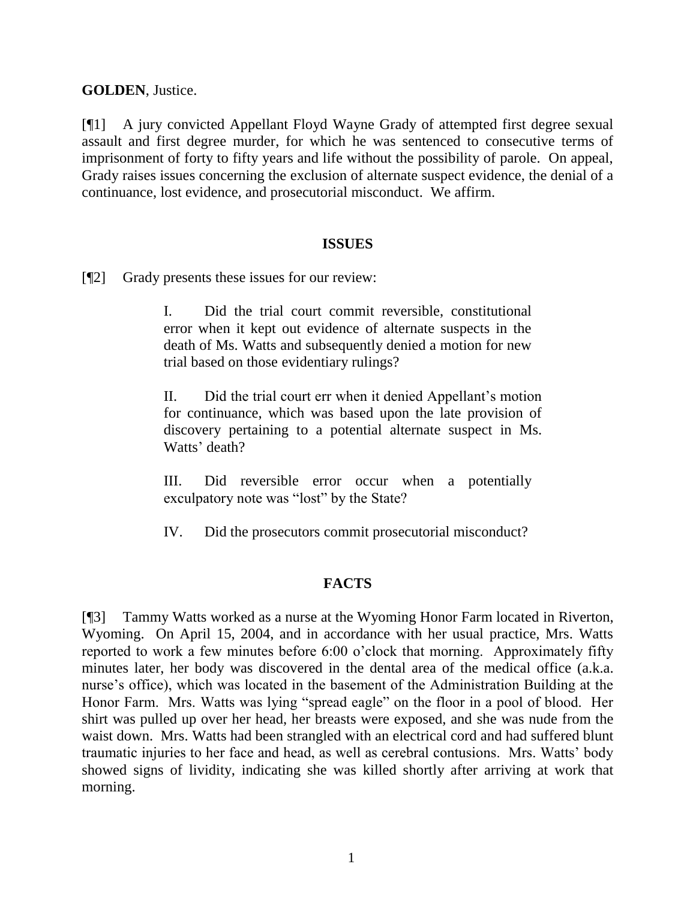**GOLDEN**, Justice.

[¶1] A jury convicted Appellant Floyd Wayne Grady of attempted first degree sexual assault and first degree murder, for which he was sentenced to consecutive terms of imprisonment of forty to fifty years and life without the possibility of parole. On appeal, Grady raises issues concerning the exclusion of alternate suspect evidence, the denial of a continuance, lost evidence, and prosecutorial misconduct. We affirm.

## ISSUES

[¶2] Grady presents these issues for our review:

> I. Did the trial court commit reversible, constitutional error when it kept out evidence of alternate suspects in the death of Ms. Watts and subsequently denied a motion for new trial based on those evidentiary rulings?
>
> II. Did the trial court err when it denied Appellant's motion for continuance, which was based upon the late provision of discovery pertaining to a potential alternate suspect in Ms. Watts' death?
>
> III. Did reversible error occur when a potentially exculpatory note was "lost" by the State?
>
> IV. Did the prosecutors commit prosecutorial misconduct?

## FACTS

[¶3] Tammy Watts worked as a nurse at the Wyoming Honor Farm located in Riverton, Wyoming. On April 15, 2004, and in accordance with her usual practice, Mrs. Watts reported to work a few minutes before 6:00 o'clock that morning. Approximately fifty minutes later, her body was discovered in the dental area of the medical office (a.k.a. nurse's office), which was located in the basement of the Administration Building at the Honor Farm. Mrs. Watts was lying "spread eagle" on the floor in a pool of blood. Her shirt was pulled up over her head, her breasts were exposed, and she was nude from the waist down. Mrs. Watts had been strangled with an electrical cord and had suffered blunt traumatic injuries to her face and head, as well as cerebral contusions. Mrs. Watts' body showed signs of lividity, indicating she was killed shortly after arriving at work that morning.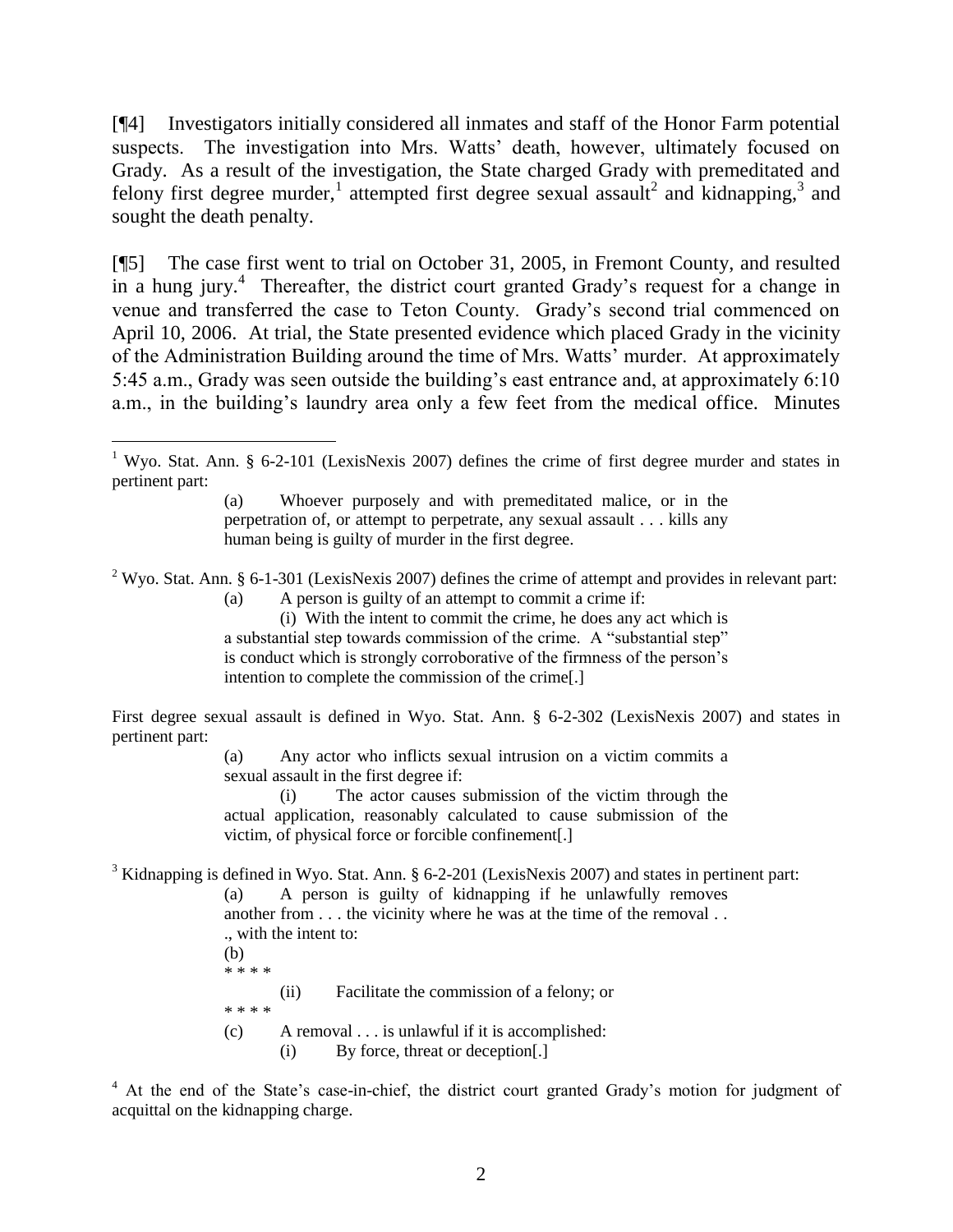[¶4] Investigators initially considered all inmates and staff of the Honor Farm potential suspects. The investigation into Mrs. Watts' death, however, ultimately focused on Grady. As a result of the investigation, the State charged Grady with premeditated and felony first degree murder,[1] attempted first degree sexual assault[2] and kidnapping,[3] and sought the death penalty.

[¶5] The case first went to trial on October 31, 2005, in Fremont County, and resulted in a hung jury.[4] Thereafter, the district court granted Grady's request for a change in venue and transferred the case to Teton County. Grady's second trial commenced on April 10, 2006. At trial, the State presented evidence which placed Grady in the vicinity of the Administration Building around the time of Mrs. Watts' murder. At approximately 5:45 a.m., Grady was seen outside the building's east entrance and, at approximately 6:10 a.m., in the building's laundry area only a few feet from the medical office. Minutes

---

[1] Wyo. Stat. Ann. § 6-2-101 (LexisNexis 2007) defines the crime of first degree murder and states in pertinent part:

> (a) Whoever purposely and with premeditated malice, or in the perpetration of, or attempt to perpetrate, any sexual assault . . . kills any human being is guilty of murder in the first degree.

[2] Wyo. Stat. Ann. § 6-1-301 (LexisNexis 2007) defines the crime of attempt and provides in relevant part:

> (a) A person is guilty of an attempt to commit a crime if:
>
> (i) With the intent to commit the crime, he does any act which is a substantial step towards commission of the crime. A "substantial step" is conduct which is strongly corroborative of the firmness of the person's intention to complete the commission of the crime[.]

First degree sexual assault is defined in Wyo. Stat. Ann. § 6-2-302 (LexisNexis 2007) and states in pertinent part:

> (a) Any actor who inflicts sexual intrusion on a victim commits a sexual assault in the first degree if:
>
> (i) The actor causes submission of the victim through the actual application, reasonably calculated to cause submission of the victim, of physical force or forcible confinement[.]

[3] Kidnapping is defined in Wyo. Stat. Ann. § 6-2-201 (LexisNexis 2007) and states in pertinent part:

> (a) A person is guilty of kidnapping if he unlawfully removes another from . . . the vicinity where he was at the time of the removal . . ., with the intent to:
>
> (b)
>
> * * * *
>
> (ii) Facilitate the commission of a felony; or
>
> * * * *
>
> (c) A removal . . . is unlawful if it is accomplished:
>
> (i) By force, threat or deception[.]

[4] At the end of the State's case-in-chief, the district court granted Grady's motion for judgment of acquittal on the kidnapping charge.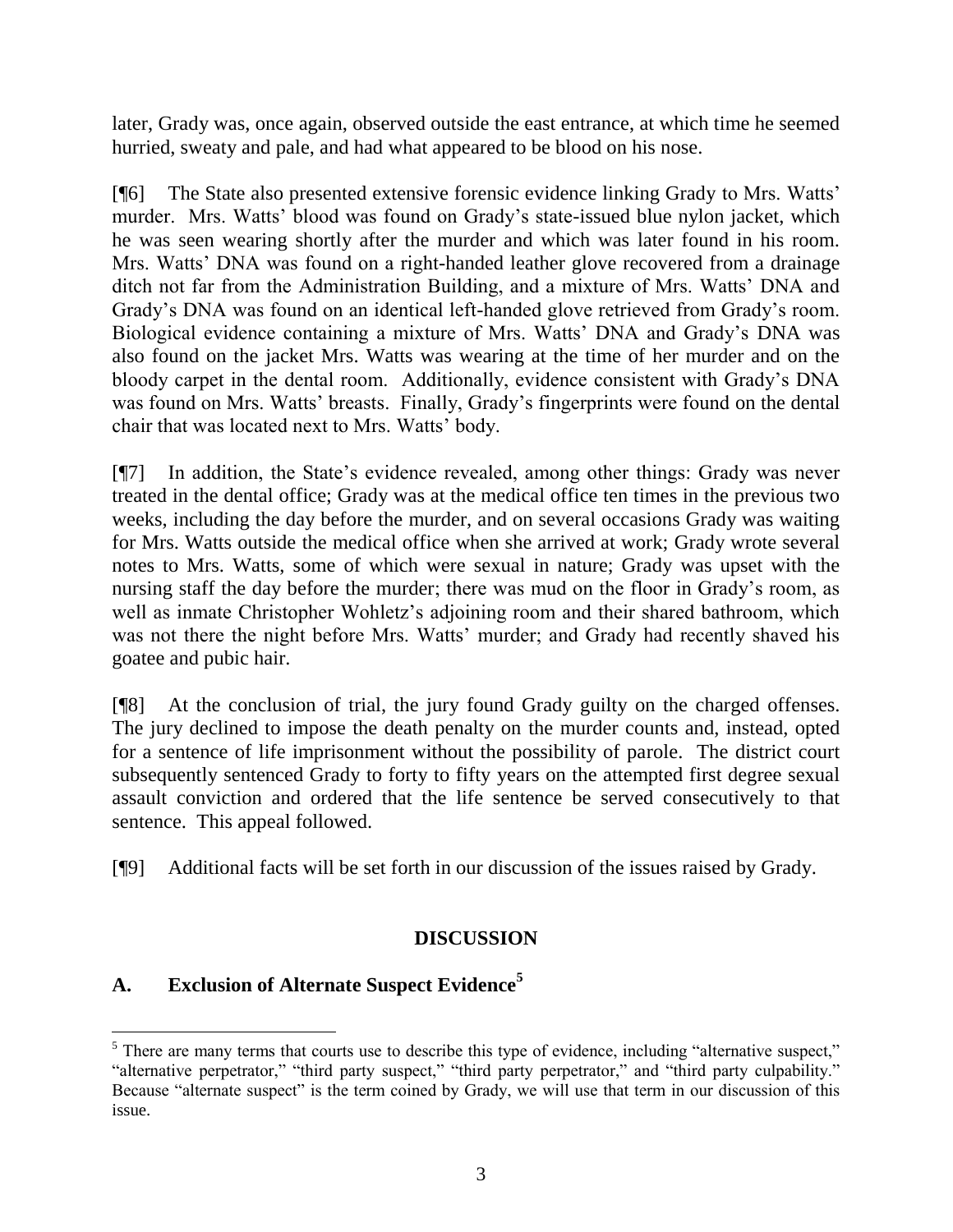later, Grady was, once again, observed outside the east entrance, at which time he seemed hurried, sweaty and pale, and had what appeared to be blood on his nose.

[¶6] The State also presented extensive forensic evidence linking Grady to Mrs. Watts' murder. Mrs. Watts' blood was found on Grady's state-issued blue nylon jacket, which he was seen wearing shortly after the murder and which was later found in his room. Mrs. Watts' DNA was found on a right-handed leather glove recovered from a drainage ditch not far from the Administration Building, and a mixture of Mrs. Watts' DNA and Grady's DNA was found on an identical left-handed glove retrieved from Grady's room. Biological evidence containing a mixture of Mrs. Watts' DNA and Grady's DNA was also found on the jacket Mrs. Watts was wearing at the time of her murder and on the bloody carpet in the dental room. Additionally, evidence consistent with Grady's DNA was found on Mrs. Watts' breasts. Finally, Grady's fingerprints were found on the dental chair that was located next to Mrs. Watts' body.

[¶7] In addition, the State's evidence revealed, among other things: Grady was never treated in the dental office; Grady was at the medical office ten times in the previous two weeks, including the day before the murder, and on several occasions Grady was waiting for Mrs. Watts outside the medical office when she arrived at work; Grady wrote several notes to Mrs. Watts, some of which were sexual in nature; Grady was upset with the nursing staff the day before the murder; there was mud on the floor in Grady's room, as well as inmate Christopher Wohletz's adjoining room and their shared bathroom, which was not there the night before Mrs. Watts' murder; and Grady had recently shaved his goatee and pubic hair.

[¶8] At the conclusion of trial, the jury found Grady guilty on the charged offenses. The jury declined to impose the death penalty on the murder counts and, instead, opted for a sentence of life imprisonment without the possibility of parole. The district court subsequently sentenced Grady to forty to fifty years on the attempted first degree sexual assault conviction and ordered that the life sentence be served consecutively to that sentence. This appeal followed.

[¶9] Additional facts will be set forth in our discussion of the issues raised by Grady.

## DISCUSSION

### A. Exclusion of Alternate Suspect Evidence[5]

[5] There are many terms that courts use to describe this type of evidence, including "alternative suspect," "alternative perpetrator," "third party suspect," "third party perpetrator," and "third party culpability." Because "alternate suspect" is the term coined by Grady, we will use that term in our discussion of this issue.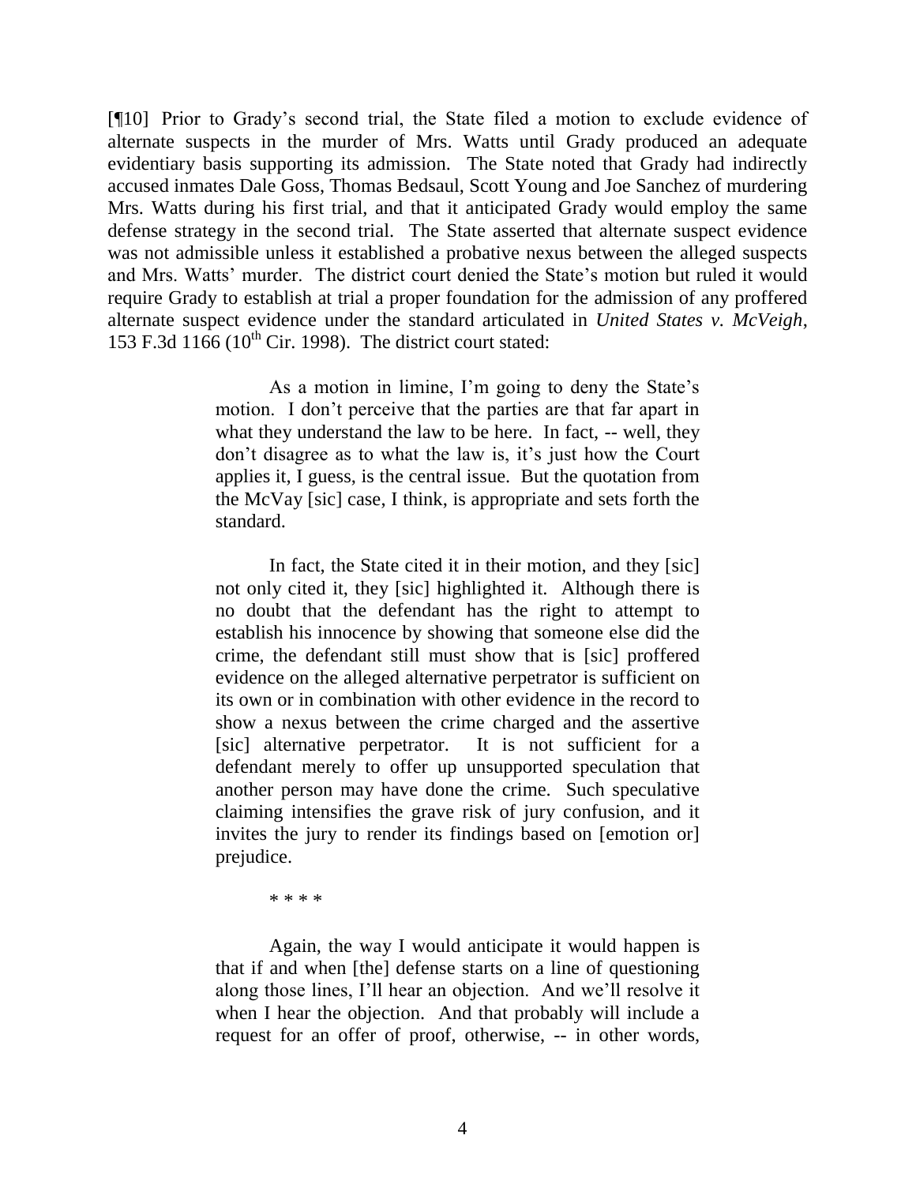[¶10] Prior to Grady's second trial, the State filed a motion to exclude evidence of alternate suspects in the murder of Mrs. Watts until Grady produced an adequate evidentiary basis supporting its admission. The State noted that Grady had indirectly accused inmates Dale Goss, Thomas Bedsaul, Scott Young and Joe Sanchez of murdering Mrs. Watts during his first trial, and that it anticipated Grady would employ the same defense strategy in the second trial. The State asserted that alternate suspect evidence was not admissible unless it established a probative nexus between the alleged suspects and Mrs. Watts' murder. The district court denied the State's motion but ruled it would require Grady to establish at trial a proper foundation for the admission of any proffered alternate suspect evidence under the standard articulated in *United States v. McVeigh*, 153 F.3d 1166 (10th Cir. 1998). The district court stated:

> As a motion in limine, I'm going to deny the State's motion. I don't perceive that the parties are that far apart in what they understand the law to be here. In fact, -- well, they don't disagree as to what the law is, it's just how the Court applies it, I guess, is the central issue. But the quotation from the McVay [sic] case, I think, is appropriate and sets forth the standard.
>
> In fact, the State cited it in their motion, and they [sic] not only cited it, they [sic] highlighted it. Although there is no doubt that the defendant has the right to attempt to establish his innocence by showing that someone else did the crime, the defendant still must show that is [sic] proffered evidence on the alleged alternative perpetrator is sufficient on its own or in combination with other evidence in the record to show a nexus between the crime charged and the assertive [sic] alternative perpetrator. It is not sufficient for a defendant merely to offer up unsupported speculation that another person may have done the crime. Such speculative claiming intensifies the grave risk of jury confusion, and it invites the jury to render its findings based on [emotion or] prejudice.
>
> \* \* \* \*
>
> Again, the way I would anticipate it would happen is that if and when [the] defense starts on a line of questioning along those lines, I'll hear an objection. And we'll resolve it when I hear the objection. And that probably will include a request for an offer of proof, otherwise, -- in other words,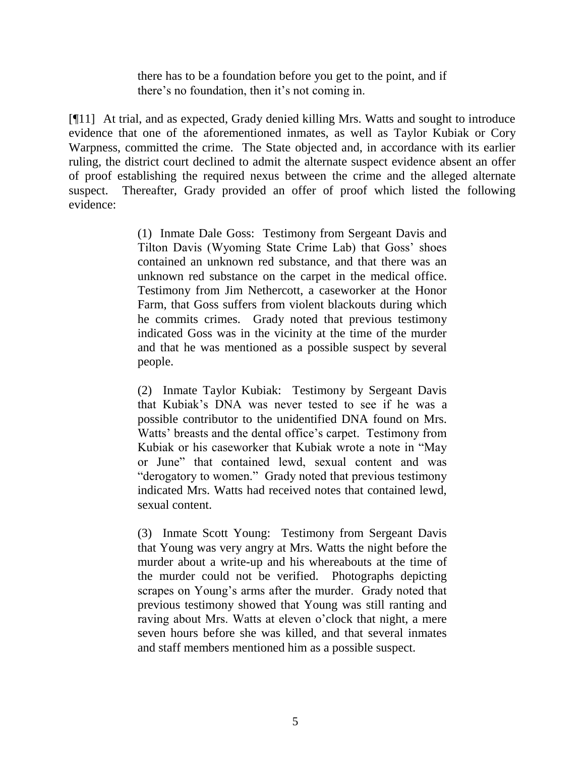> there has to be a foundation before you get to the point, and if there's no foundation, then it's not coming in.

[¶11] At trial, and as expected, Grady denied killing Mrs. Watts and sought to introduce evidence that one of the aforementioned inmates, as well as Taylor Kubiak or Cory Warpness, committed the crime. The State objected and, in accordance with its earlier ruling, the district court declined to admit the alternate suspect evidence absent an offer of proof establishing the required nexus between the crime and the alleged alternate suspect. Thereafter, Grady provided an offer of proof which listed the following evidence:

> (1) Inmate Dale Goss: Testimony from Sergeant Davis and Tilton Davis (Wyoming State Crime Lab) that Goss' shoes contained an unknown red substance, and that there was an unknown red substance on the carpet in the medical office. Testimony from Jim Nethercott, a caseworker at the Honor Farm, that Goss suffers from violent blackouts during which he commits crimes. Grady noted that previous testimony indicated Goss was in the vicinity at the time of the murder and that he was mentioned as a possible suspect by several people.
>
> (2) Inmate Taylor Kubiak: Testimony by Sergeant Davis that Kubiak's DNA was never tested to see if he was a possible contributor to the unidentified DNA found on Mrs. Watts' breasts and the dental office's carpet. Testimony from Kubiak or his caseworker that Kubiak wrote a note in "May or June" that contained lewd, sexual content and was "derogatory to women." Grady noted that previous testimony indicated Mrs. Watts had received notes that contained lewd, sexual content.
>
> (3) Inmate Scott Young: Testimony from Sergeant Davis that Young was very angry at Mrs. Watts the night before the murder about a write-up and his whereabouts at the time of the murder could not be verified. Photographs depicting scrapes on Young's arms after the murder. Grady noted that previous testimony showed that Young was still ranting and raving about Mrs. Watts at eleven o'clock that night, a mere seven hours before she was killed, and that several inmates and staff members mentioned him as a possible suspect.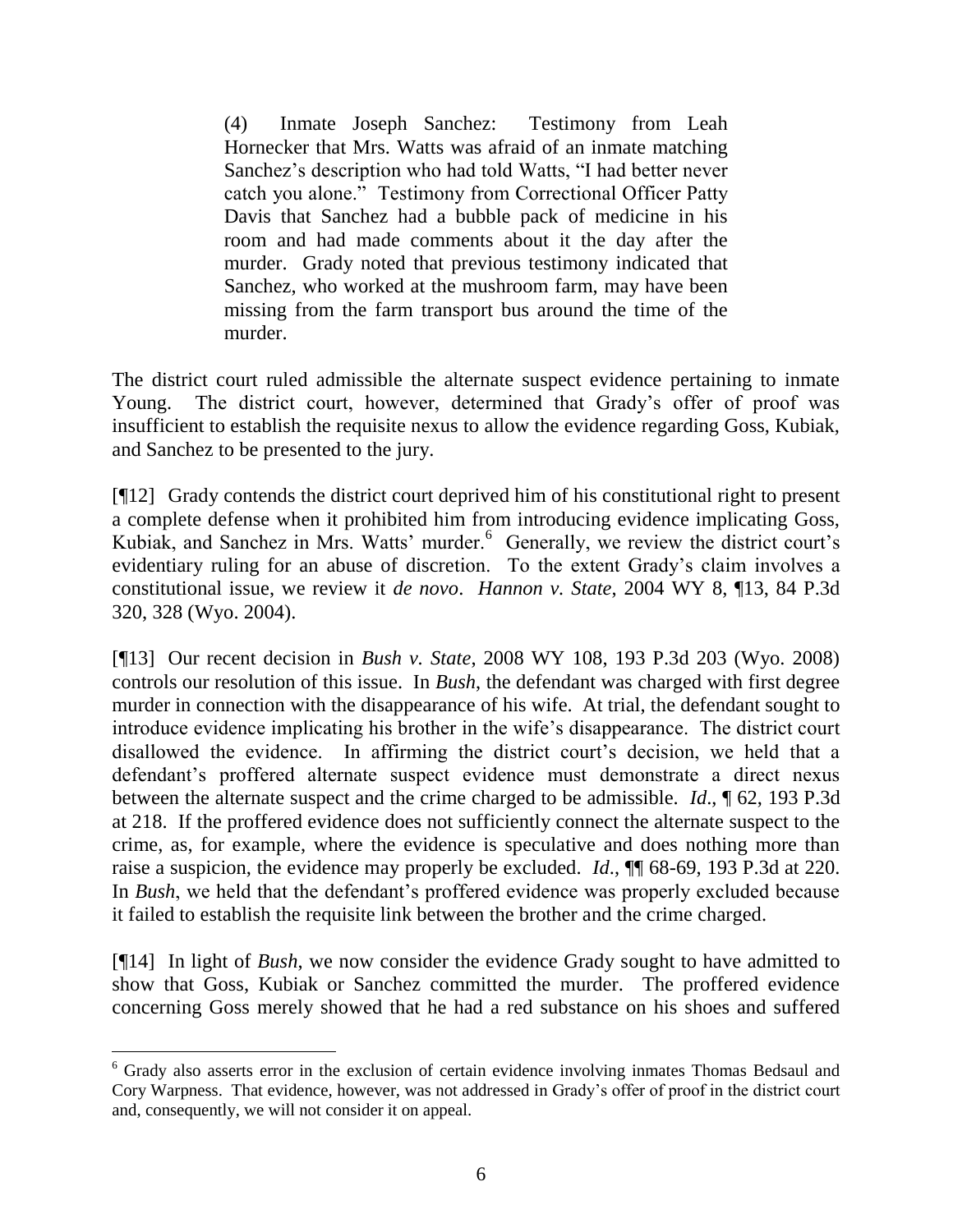> (4) Inmate Joseph Sanchez: Testimony from Leah Hornecker that Mrs. Watts was afraid of an inmate matching Sanchez's description who had told Watts, "I had better never catch you alone." Testimony from Correctional Officer Patty Davis that Sanchez had a bubble pack of medicine in his room and had made comments about it the day after the murder. Grady noted that previous testimony indicated that Sanchez, who worked at the mushroom farm, may have been missing from the farm transport bus around the time of the murder.

The district court ruled admissible the alternate suspect evidence pertaining to inmate Young. The district court, however, determined that Grady's offer of proof was insufficient to establish the requisite nexus to allow the evidence regarding Goss, Kubiak, and Sanchez to be presented to the jury.

[¶12] Grady contends the district court deprived him of his constitutional right to present a complete defense when it prohibited him from introducing evidence implicating Goss, Kubiak, and Sanchez in Mrs. Watts' murder.[6] Generally, we review the district court's evidentiary ruling for an abuse of discretion. To the extent Grady's claim involves a constitutional issue, we review it *de novo*. *Hannon v. State*, 2004 WY 8, ¶13, 84 P.3d 320, 328 (Wyo. 2004).

[¶13] Our recent decision in *Bush v. State*, 2008 WY 108, 193 P.3d 203 (Wyo. 2008) controls our resolution of this issue. In *Bush*, the defendant was charged with first degree murder in connection with the disappearance of his wife. At trial, the defendant sought to introduce evidence implicating his brother in the wife's disappearance. The district court disallowed the evidence. In affirming the district court's decision, we held that a defendant's proffered alternate suspect evidence must demonstrate a direct nexus between the alternate suspect and the crime charged to be admissible. *Id*., ¶ 62, 193 P.3d at 218. If the proffered evidence does not sufficiently connect the alternate suspect to the crime, as, for example, where the evidence is speculative and does nothing more than raise a suspicion, the evidence may properly be excluded. *Id*., ¶¶ 68-69, 193 P.3d at 220. In *Bush*, we held that the defendant's proffered evidence was properly excluded because it failed to establish the requisite link between the brother and the crime charged.

[¶14] In light of *Bush*, we now consider the evidence Grady sought to have admitted to show that Goss, Kubiak or Sanchez committed the murder. The proffered evidence concerning Goss merely showed that he had a red substance on his shoes and suffered

---

[6] Grady also asserts error in the exclusion of certain evidence involving inmates Thomas Bedsaul and Cory Warpness. That evidence, however, was not addressed in Grady's offer of proof in the district court and, consequently, we will not consider it on appeal.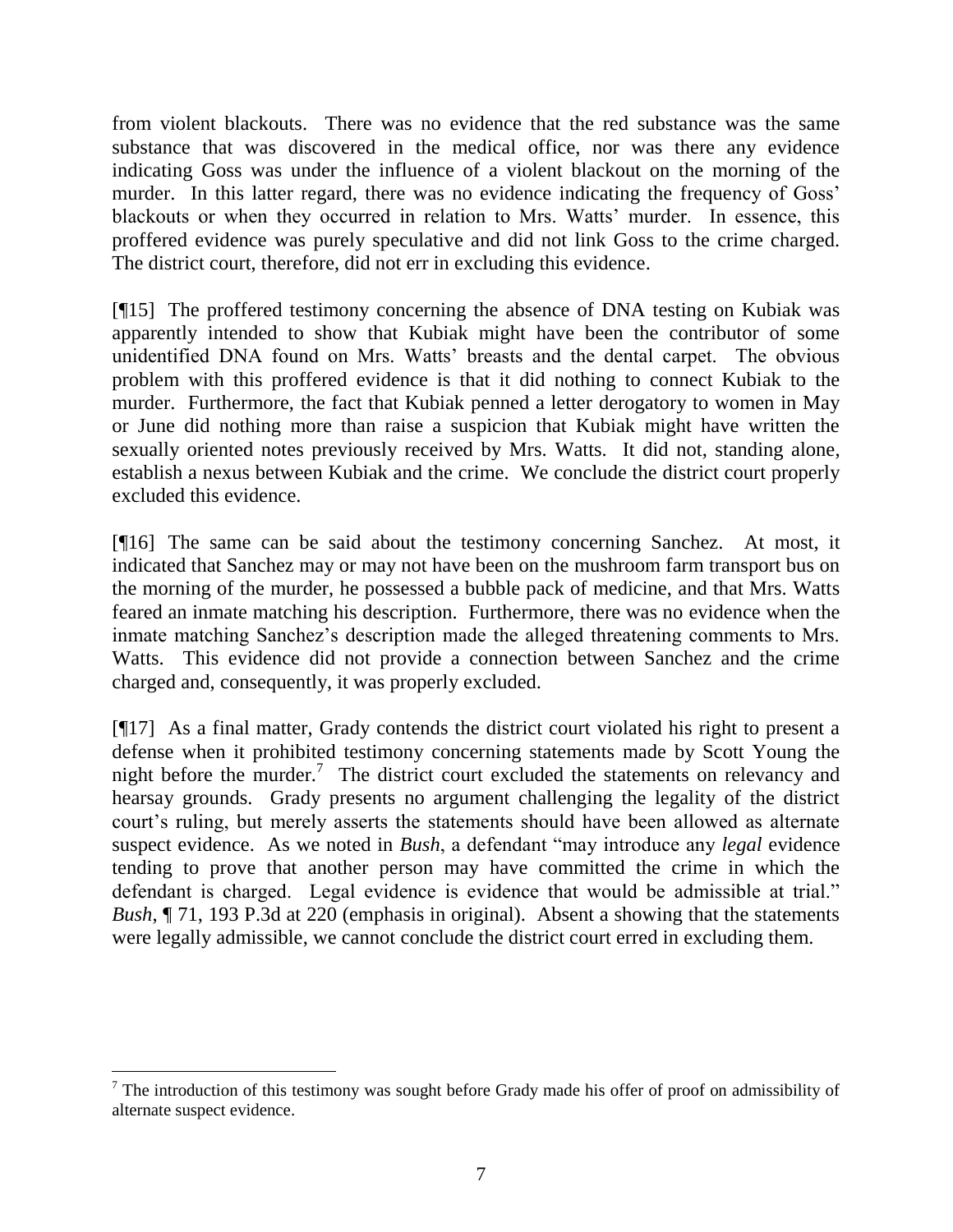from violent blackouts. There was no evidence that the red substance was the same substance that was discovered in the medical office, nor was there any evidence indicating Goss was under the influence of a violent blackout on the morning of the murder. In this latter regard, there was no evidence indicating the frequency of Goss' blackouts or when they occurred in relation to Mrs. Watts' murder. In essence, this proffered evidence was purely speculative and did not link Goss to the crime charged. The district court, therefore, did not err in excluding this evidence.

[¶15] The proffered testimony concerning the absence of DNA testing on Kubiak was apparently intended to show that Kubiak might have been the contributor of some unidentified DNA found on Mrs. Watts' breasts and the dental carpet. The obvious problem with this proffered evidence is that it did nothing to connect Kubiak to the murder. Furthermore, the fact that Kubiak penned a letter derogatory to women in May or June did nothing more than raise a suspicion that Kubiak might have written the sexually oriented notes previously received by Mrs. Watts. It did not, standing alone, establish a nexus between Kubiak and the crime. We conclude the district court properly excluded this evidence.

[¶16] The same can be said about the testimony concerning Sanchez. At most, it indicated that Sanchez may or may not have been on the mushroom farm transport bus on the morning of the murder, he possessed a bubble pack of medicine, and that Mrs. Watts feared an inmate matching his description. Furthermore, there was no evidence when the inmate matching Sanchez's description made the alleged threatening comments to Mrs. Watts. This evidence did not provide a connection between Sanchez and the crime charged and, consequently, it was properly excluded.

[¶17] As a final matter, Grady contends the district court violated his right to present a defense when it prohibited testimony concerning statements made by Scott Young the night before the murder.[7] The district court excluded the statements on relevancy and hearsay grounds. Grady presents no argument challenging the legality of the district court's ruling, but merely asserts the statements should have been allowed as alternate suspect evidence. As we noted in *Bush*, a defendant "may introduce any *legal* evidence tending to prove that another person may have committed the crime in which the defendant is charged. Legal evidence is evidence that would be admissible at trial." *Bush*, ¶ 71, 193 P.3d at 220 (emphasis in original). Absent a showing that the statements were legally admissible, we cannot conclude the district court erred in excluding them.

---

[7] The introduction of this testimony was sought before Grady made his offer of proof on admissibility of alternate suspect evidence.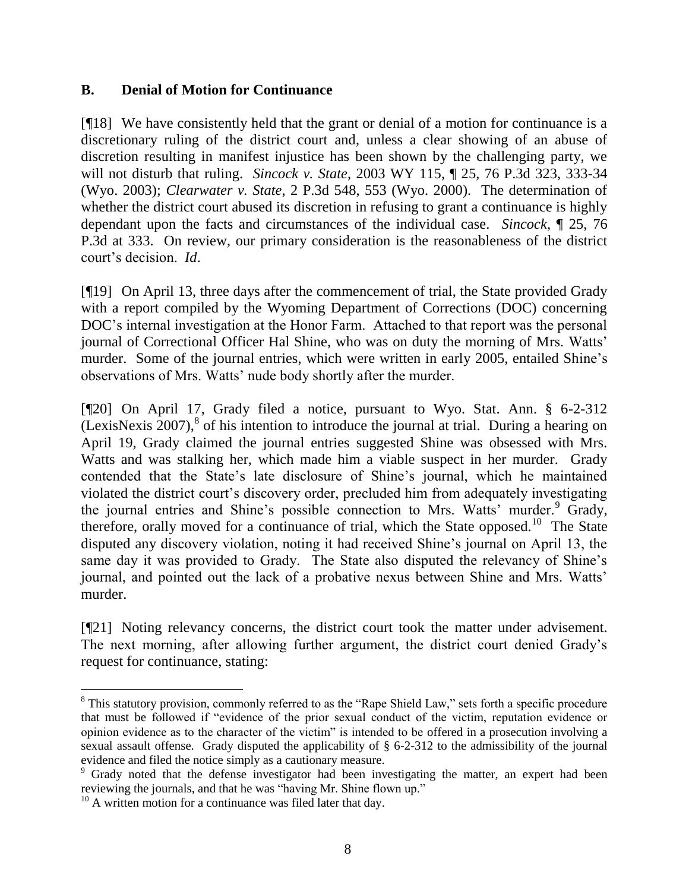### B. Denial of Motion for Continuance

[¶18] We have consistently held that the grant or denial of a motion for continuance is a discretionary ruling of the district court and, unless a clear showing of an abuse of discretion resulting in manifest injustice has been shown by the challenging party, we will not disturb that ruling. *Sincock v. State*, 2003 WY 115, ¶ 25, 76 P.3d 323, 333-34 (Wyo. 2003); *Clearwater v. State*, 2 P.3d 548, 553 (Wyo. 2000). The determination of whether the district court abused its discretion in refusing to grant a continuance is highly dependant upon the facts and circumstances of the individual case. *Sincock*, ¶ 25, 76 P.3d at 333. On review, our primary consideration is the reasonableness of the district court's decision. *Id*.

[¶19] On April 13, three days after the commencement of trial, the State provided Grady with a report compiled by the Wyoming Department of Corrections (DOC) concerning DOC's internal investigation at the Honor Farm. Attached to that report was the personal journal of Correctional Officer Hal Shine, who was on duty the morning of Mrs. Watts' murder. Some of the journal entries, which were written in early 2005, entailed Shine's observations of Mrs. Watts' nude body shortly after the murder.

[¶20] On April 17, Grady filed a notice, pursuant to Wyo. Stat. Ann. § 6-2-312 (LexisNexis 2007),[8] of his intention to introduce the journal at trial. During a hearing on April 19, Grady claimed the journal entries suggested Shine was obsessed with Mrs. Watts and was stalking her, which made him a viable suspect in her murder. Grady contended that the State's late disclosure of Shine's journal, which he maintained violated the district court's discovery order, precluded him from adequately investigating the journal entries and Shine's possible connection to Mrs. Watts' murder.[9] Grady, therefore, orally moved for a continuance of trial, which the State opposed.[10] The State disputed any discovery violation, noting it had received Shine's journal on April 13, the same day it was provided to Grady. The State also disputed the relevancy of Shine's journal, and pointed out the lack of a probative nexus between Shine and Mrs. Watts' murder.

[¶21] Noting relevancy concerns, the district court took the matter under advisement. The next morning, after allowing further argument, the district court denied Grady's request for continuance, stating:

---

[8] This statutory provision, commonly referred to as the "Rape Shield Law," sets forth a specific procedure that must be followed if "evidence of the prior sexual conduct of the victim, reputation evidence or opinion evidence as to the character of the victim" is intended to be offered in a prosecution involving a sexual assault offense. Grady disputed the applicability of § 6-2-312 to the admissibility of the journal evidence and filed the notice simply as a cautionary measure.

[9] Grady noted that the defense investigator had been investigating the matter, an expert had been reviewing the journals, and that he was "having Mr. Shine flown up."

[10] A written motion for a continuance was filed later that day.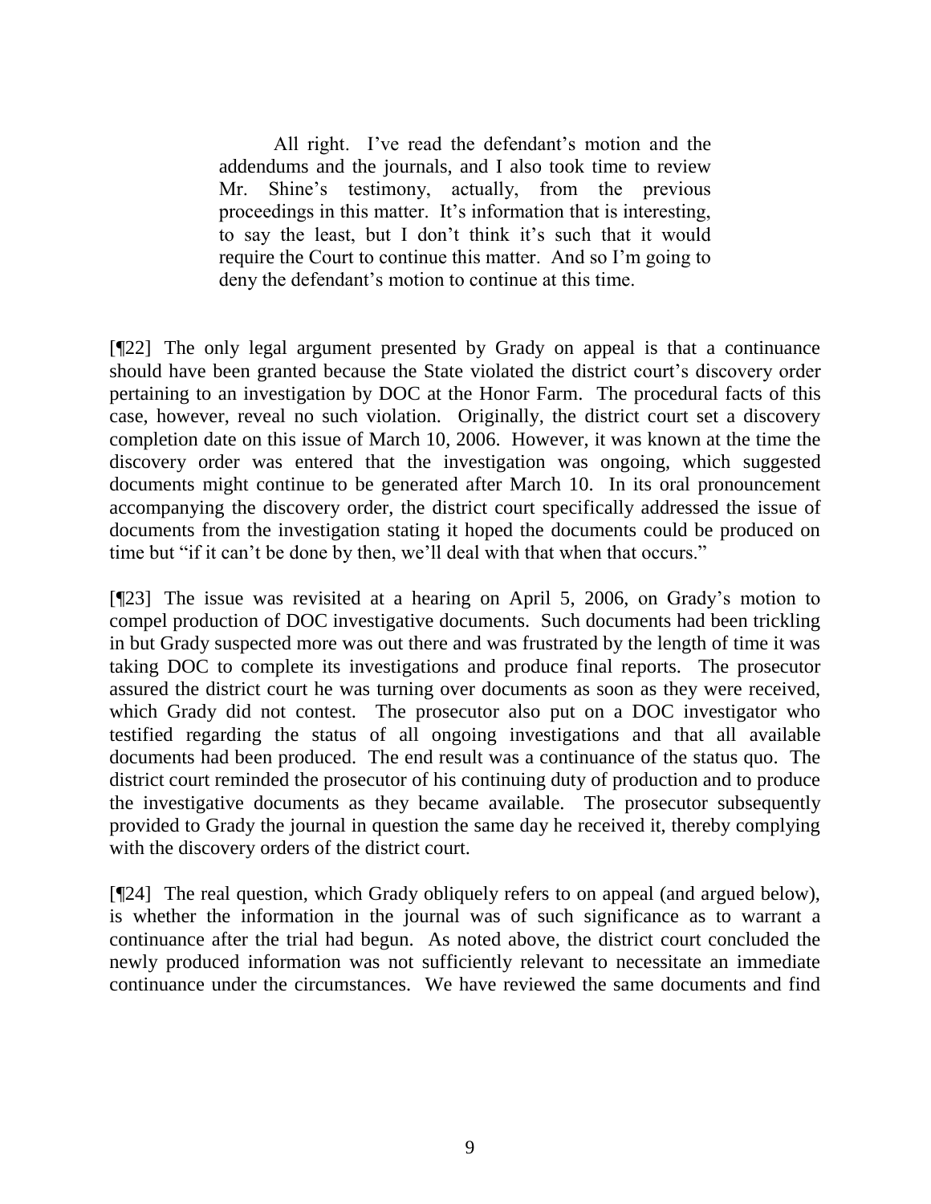> All right. I've read the defendant's motion and the addendums and the journals, and I also took time to review Mr. Shine's testimony, actually, from the previous proceedings in this matter. It's information that is interesting, to say the least, but I don't think it's such that it would require the Court to continue this matter. And so I'm going to deny the defendant's motion to continue at this time.

[¶22] The only legal argument presented by Grady on appeal is that a continuance should have been granted because the State violated the district court's discovery order pertaining to an investigation by DOC at the Honor Farm. The procedural facts of this case, however, reveal no such violation. Originally, the district court set a discovery completion date on this issue of March 10, 2006. However, it was known at the time the discovery order was entered that the investigation was ongoing, which suggested documents might continue to be generated after March 10. In its oral pronouncement accompanying the discovery order, the district court specifically addressed the issue of documents from the investigation stating it hoped the documents could be produced on time but "if it can't be done by then, we'll deal with that when that occurs."

[¶23] The issue was revisited at a hearing on April 5, 2006, on Grady's motion to compel production of DOC investigative documents. Such documents had been trickling in but Grady suspected more was out there and was frustrated by the length of time it was taking DOC to complete its investigations and produce final reports. The prosecutor assured the district court he was turning over documents as soon as they were received, which Grady did not contest. The prosecutor also put on a DOC investigator who testified regarding the status of all ongoing investigations and that all available documents had been produced. The end result was a continuance of the status quo. The district court reminded the prosecutor of his continuing duty of production and to produce the investigative documents as they became available. The prosecutor subsequently provided to Grady the journal in question the same day he received it, thereby complying with the discovery orders of the district court.

[¶24] The real question, which Grady obliquely refers to on appeal (and argued below), is whether the information in the journal was of such significance as to warrant a continuance after the trial had begun. As noted above, the district court concluded the newly produced information was not sufficiently relevant to necessitate an immediate continuance under the circumstances. We have reviewed the same documents and find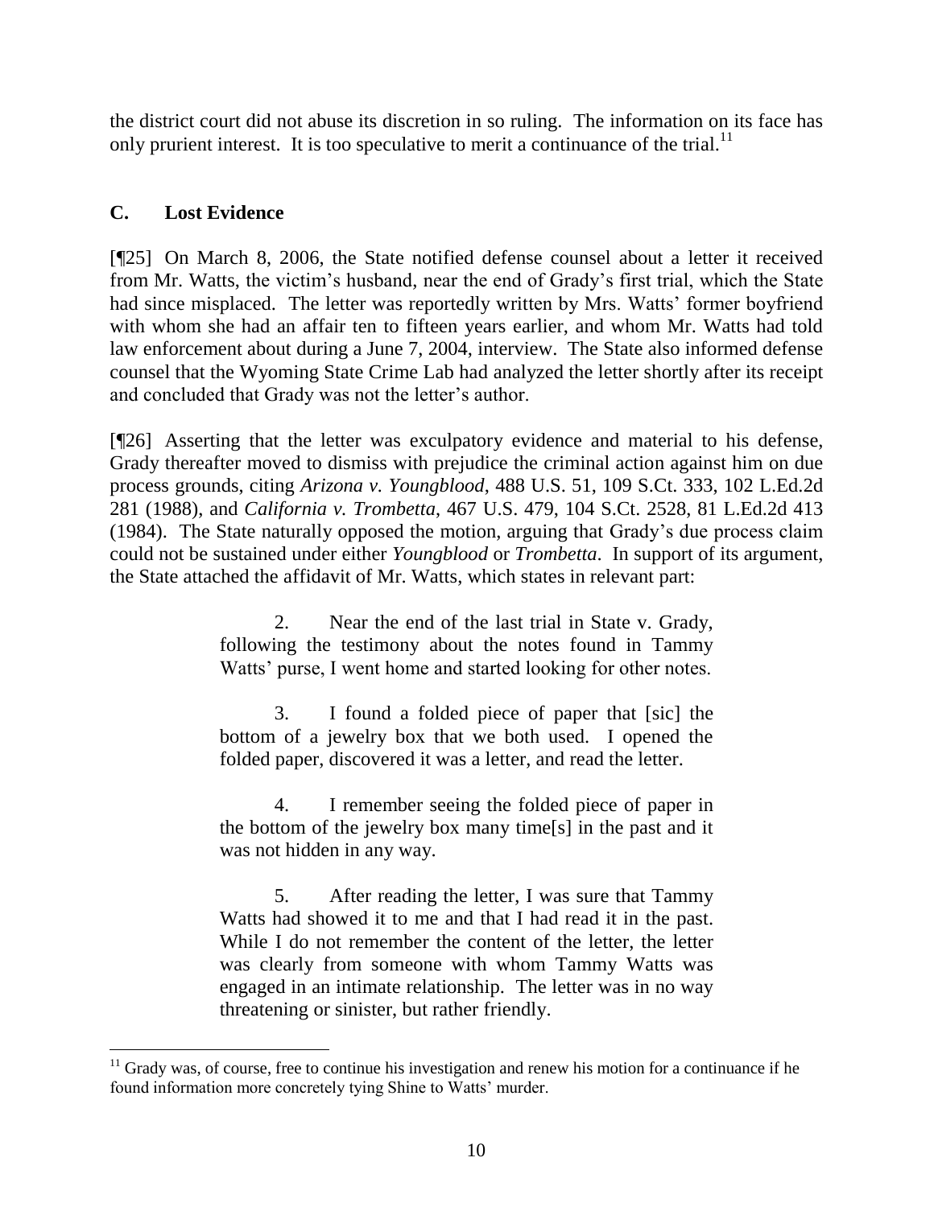the district court did not abuse its discretion in so ruling. The information on its face has only prurient interest. It is too speculative to merit a continuance of the trial.[11]

### C. Lost Evidence

[¶25] On March 8, 2006, the State notified defense counsel about a letter it received from Mr. Watts, the victim's husband, near the end of Grady's first trial, which the State had since misplaced. The letter was reportedly written by Mrs. Watts' former boyfriend with whom she had an affair ten to fifteen years earlier, and whom Mr. Watts had told law enforcement about during a June 7, 2004, interview. The State also informed defense counsel that the Wyoming State Crime Lab had analyzed the letter shortly after its receipt and concluded that Grady was not the letter's author.

[¶26] Asserting that the letter was exculpatory evidence and material to his defense, Grady thereafter moved to dismiss with prejudice the criminal action against him on due process grounds, citing *Arizona v. Youngblood*, 488 U.S. 51, 109 S.Ct. 333, 102 L.Ed.2d 281 (1988), and *California v. Trombetta*, 467 U.S. 479, 104 S.Ct. 2528, 81 L.Ed.2d 413 (1984). The State naturally opposed the motion, arguing that Grady's due process claim could not be sustained under either *Youngblood* or *Trombetta*. In support of its argument, the State attached the affidavit of Mr. Watts, which states in relevant part:

> 2. Near the end of the last trial in State v. Grady, following the testimony about the notes found in Tammy Watts' purse, I went home and started looking for other notes.
>
> 3. I found a folded piece of paper that [sic] the bottom of a jewelry box that we both used. I opened the folded paper, discovered it was a letter, and read the letter.
>
> 4. I remember seeing the folded piece of paper in the bottom of the jewelry box many time[s] in the past and it was not hidden in any way.
>
> 5. After reading the letter, I was sure that Tammy Watts had showed it to me and that I had read it in the past. While I do not remember the content of the letter, the letter was clearly from someone with whom Tammy Watts was engaged in an intimate relationship. The letter was in no way threatening or sinister, but rather friendly.

[11] Grady was, of course, free to continue his investigation and renew his motion for a continuance if he found information more concretely tying Shine to Watts' murder.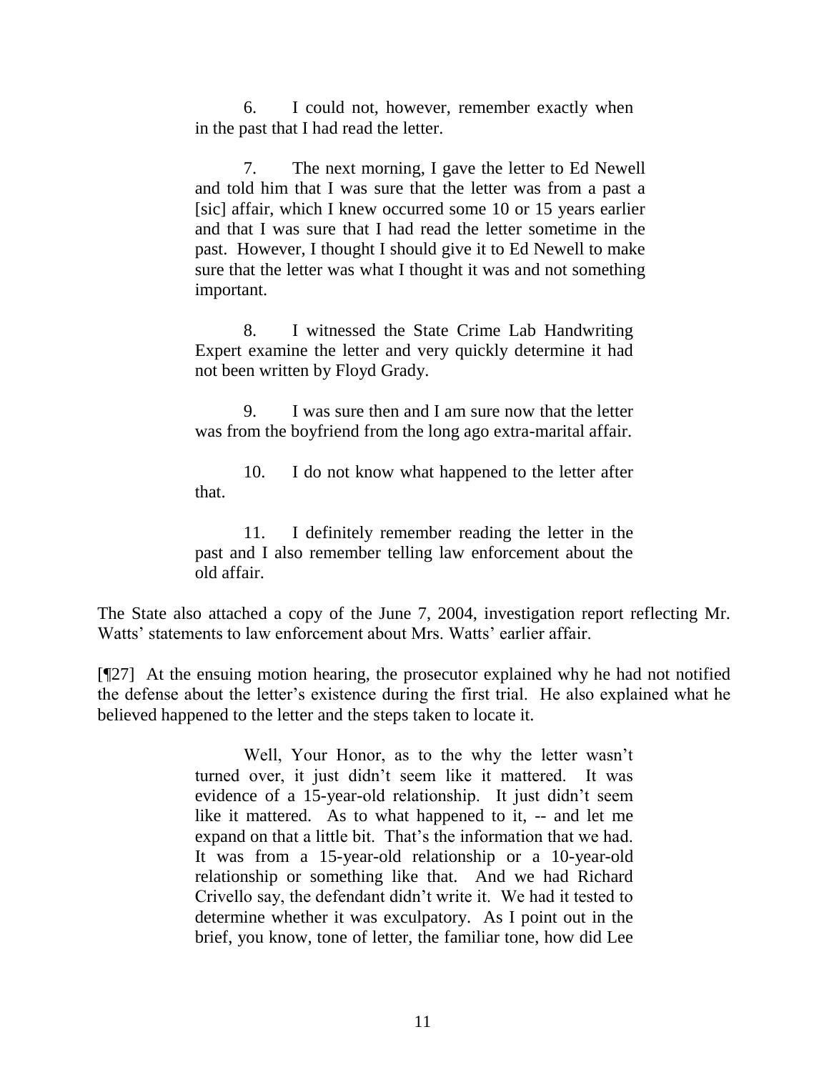> 6. I could not, however, remember exactly when in the past that I had read the letter.
>
> 7. The next morning, I gave the letter to Ed Newell and told him that I was sure that the letter was from a past a [sic] affair, which I knew occurred some 10 or 15 years earlier and that I was sure that I had read the letter sometime in the past. However, I thought I should give it to Ed Newell to make sure that the letter was what I thought it was and not something important.
>
> 8. I witnessed the State Crime Lab Handwriting Expert examine the letter and very quickly determine it had not been written by Floyd Grady.
>
> 9. I was sure then and I am sure now that the letter was from the boyfriend from the long ago extra-marital affair.
>
> 10. I do not know what happened to the letter after that.
>
> 11. I definitely remember reading the letter in the past and I also remember telling law enforcement about the old affair.

The State also attached a copy of the June 7, 2004, investigation report reflecting Mr. Watts' statements to law enforcement about Mrs. Watts' earlier affair.

[¶27] At the ensuing motion hearing, the prosecutor explained why he had not notified the defense about the letter's existence during the first trial. He also explained what he believed happened to the letter and the steps taken to locate it.

> Well, Your Honor, as to the why the letter wasn't turned over, it just didn't seem like it mattered. It was evidence of a 15-year-old relationship. It just didn't seem like it mattered. As to what happened to it, -- and let me expand on that a little bit. That's the information that we had. It was from a 15-year-old relationship or a 10-year-old relationship or something like that. And we had Richard Crivello say, the defendant didn't write it. We had it tested to determine whether it was exculpatory. As I point out in the brief, you know, tone of letter, the familiar tone, how did Lee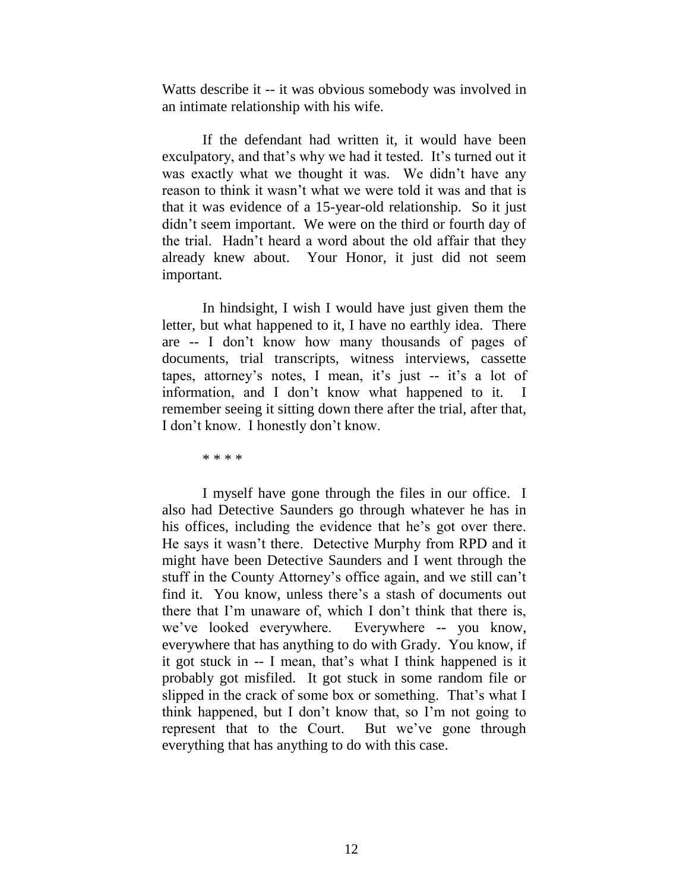Watts describe it -- it was obvious somebody was involved in an intimate relationship with his wife.

If the defendant had written it, it would have been exculpatory, and that's why we had it tested. It's turned out it was exactly what we thought it was. We didn't have any reason to think it wasn't what we were told it was and that is that it was evidence of a 15-year-old relationship. So it just didn't seem important. We were on the third or fourth day of the trial. Hadn't heard a word about the old affair that they already knew about. Your Honor, it just did not seem important.

In hindsight, I wish I would have just given them the letter, but what happened to it, I have no earthly idea. There are -- I don't know how many thousands of pages of documents, trial transcripts, witness interviews, cassette tapes, attorney's notes, I mean, it's just -- it's a lot of information, and I don't know what happened to it. I remember seeing it sitting down there after the trial, after that, I don't know. I honestly don't know.

\* \* \* \*

I myself have gone through the files in our office. I also had Detective Saunders go through whatever he has in his offices, including the evidence that he's got over there. He says it wasn't there. Detective Murphy from RPD and it might have been Detective Saunders and I went through the stuff in the County Attorney's office again, and we still can't find it. You know, unless there's a stash of documents out there that I'm unaware of, which I don't think that there is, we've looked everywhere. Everywhere -- you know, everywhere that has anything to do with Grady. You know, if it got stuck in -- I mean, that's what I think happened is it probably got misfiled. It got stuck in some random file or slipped in the crack of some box or something. That's what I think happened, but I don't know that, so I'm not going to represent that to the Court. But we've gone through everything that has anything to do with this case.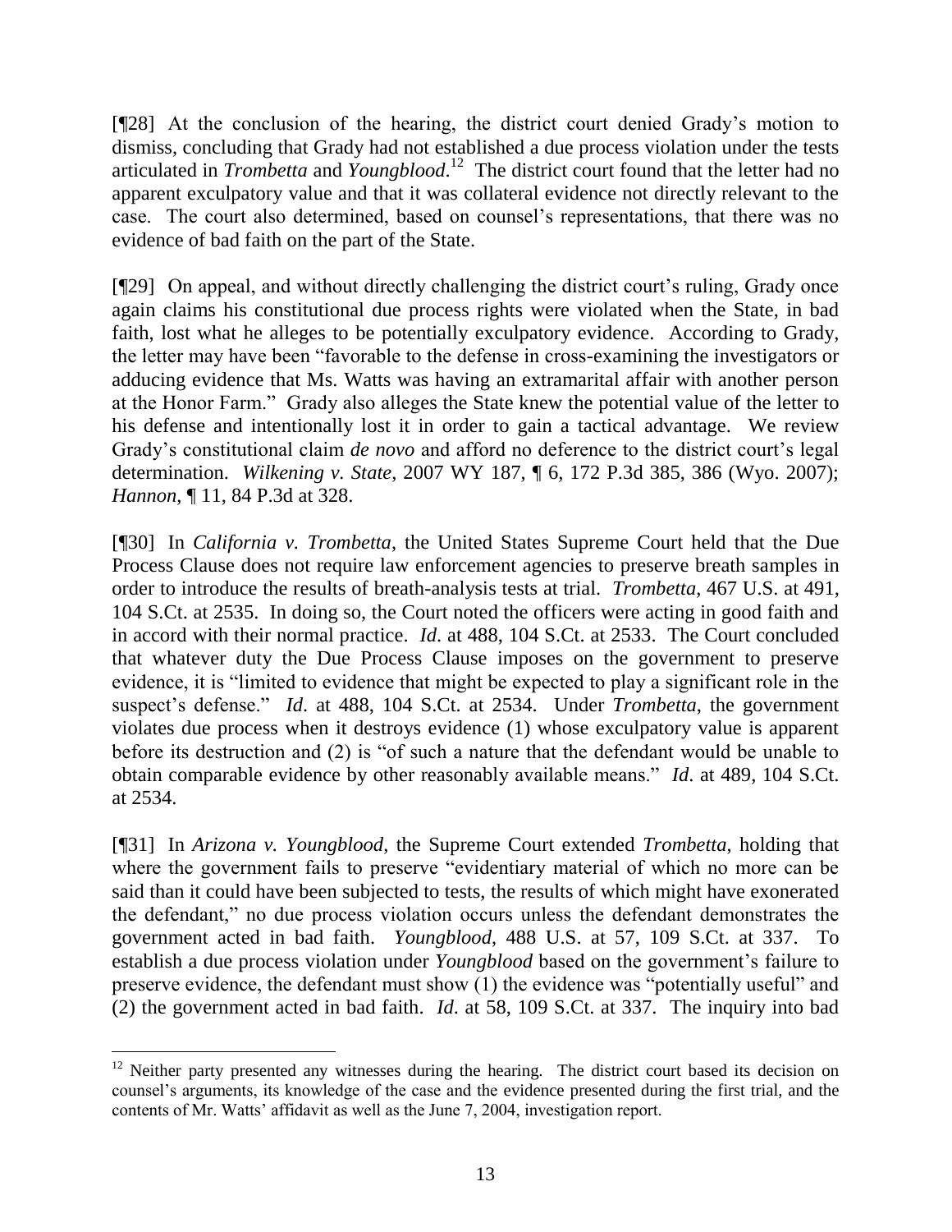[¶28] At the conclusion of the hearing, the district court denied Grady's motion to dismiss, concluding that Grady had not established a due process violation under the tests articulated in *Trombetta* and *Youngblood*.[12] The district court found that the letter had no apparent exculpatory value and that it was collateral evidence not directly relevant to the case. The court also determined, based on counsel's representations, that there was no evidence of bad faith on the part of the State.

[¶29] On appeal, and without directly challenging the district court's ruling, Grady once again claims his constitutional due process rights were violated when the State, in bad faith, lost what he alleges to be potentially exculpatory evidence. According to Grady, the letter may have been "favorable to the defense in cross-examining the investigators or adducing evidence that Ms. Watts was having an extramarital affair with another person at the Honor Farm." Grady also alleges the State knew the potential value of the letter to his defense and intentionally lost it in order to gain a tactical advantage. We review Grady's constitutional claim *de novo* and afford no deference to the district court's legal determination. *Wilkening v. State*, 2007 WY 187, ¶ 6, 172 P.3d 385, 386 (Wyo. 2007); *Hannon*, ¶ 11, 84 P.3d at 328.

[¶30] In *California v. Trombetta*, the United States Supreme Court held that the Due Process Clause does not require law enforcement agencies to preserve breath samples in order to introduce the results of breath-analysis tests at trial. *Trombetta*, 467 U.S. at 491, 104 S.Ct. at 2535. In doing so, the Court noted the officers were acting in good faith and in accord with their normal practice. *Id*. at 488, 104 S.Ct. at 2533. The Court concluded that whatever duty the Due Process Clause imposes on the government to preserve evidence, it is "limited to evidence that might be expected to play a significant role in the suspect's defense." *Id*. at 488, 104 S.Ct. at 2534. Under *Trombetta*, the government violates due process when it destroys evidence (1) whose exculpatory value is apparent before its destruction and (2) is "of such a nature that the defendant would be unable to obtain comparable evidence by other reasonably available means." *Id*. at 489, 104 S.Ct. at 2534.

[¶31] In *Arizona v. Youngblood*, the Supreme Court extended *Trombetta*, holding that where the government fails to preserve "evidentiary material of which no more can be said than it could have been subjected to tests, the results of which might have exonerated the defendant," no due process violation occurs unless the defendant demonstrates the government acted in bad faith. *Youngblood*, 488 U.S. at 57, 109 S.Ct. at 337. To establish a due process violation under *Youngblood* based on the government's failure to preserve evidence, the defendant must show (1) the evidence was "potentially useful" and (2) the government acted in bad faith. *Id*. at 58, 109 S.Ct. at 337. The inquiry into bad

---

[12] Neither party presented any witnesses during the hearing. The district court based its decision on counsel's arguments, its knowledge of the case and the evidence presented during the first trial, and the contents of Mr. Watts' affidavit as well as the June 7, 2004, investigation report.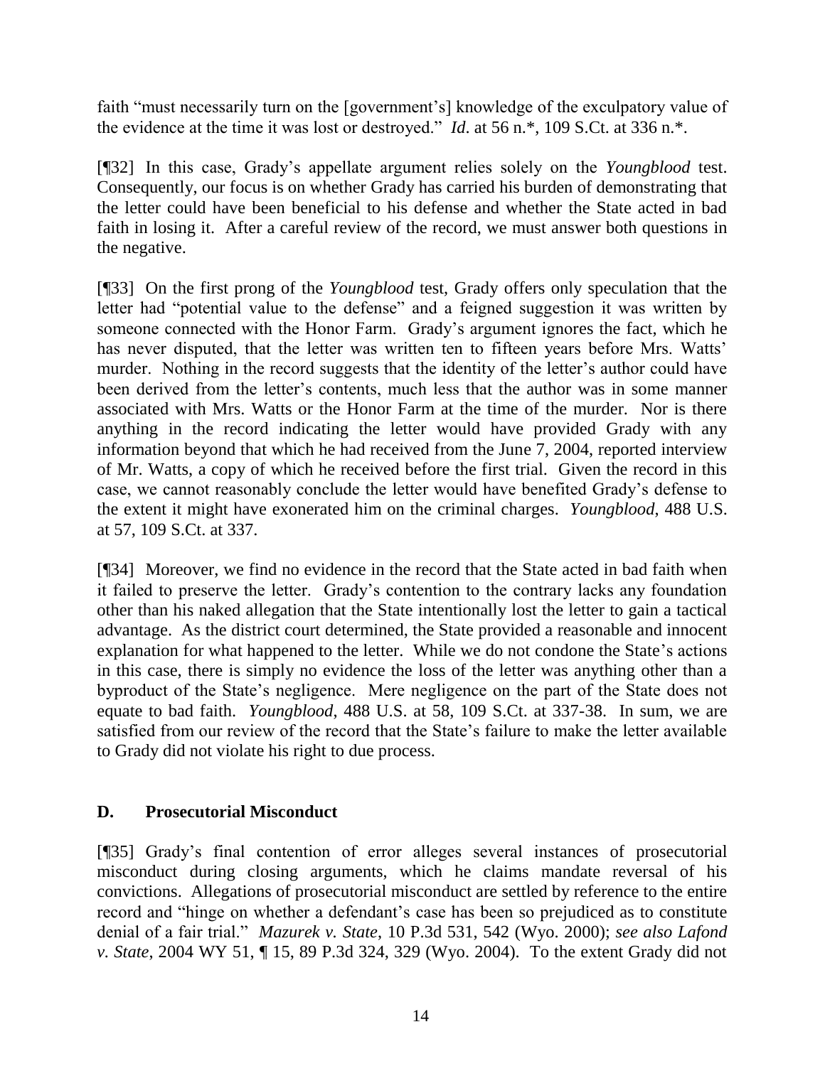faith "must necessarily turn on the [government's] knowledge of the exculpatory value of the evidence at the time it was lost or destroyed." *Id*. at 56 n.*, 109 S.Ct. at 336 n.*.

[¶32] In this case, Grady's appellate argument relies solely on the *Youngblood* test. Consequently, our focus is on whether Grady has carried his burden of demonstrating that the letter could have been beneficial to his defense and whether the State acted in bad faith in losing it. After a careful review of the record, we must answer both questions in the negative.

[¶33] On the first prong of the *Youngblood* test, Grady offers only speculation that the letter had "potential value to the defense" and a feigned suggestion it was written by someone connected with the Honor Farm. Grady's argument ignores the fact, which he has never disputed, that the letter was written ten to fifteen years before Mrs. Watts' murder. Nothing in the record suggests that the identity of the letter's author could have been derived from the letter's contents, much less that the author was in some manner associated with Mrs. Watts or the Honor Farm at the time of the murder. Nor is there anything in the record indicating the letter would have provided Grady with any information beyond that which he had received from the June 7, 2004, reported interview of Mr. Watts, a copy of which he received before the first trial. Given the record in this case, we cannot reasonably conclude the letter would have benefited Grady's defense to the extent it might have exonerated him on the criminal charges. *Youngblood*, 488 U.S. at 57, 109 S.Ct. at 337.

[¶34] Moreover, we find no evidence in the record that the State acted in bad faith when it failed to preserve the letter. Grady's contention to the contrary lacks any foundation other than his naked allegation that the State intentionally lost the letter to gain a tactical advantage. As the district court determined, the State provided a reasonable and innocent explanation for what happened to the letter. While we do not condone the State's actions in this case, there is simply no evidence the loss of the letter was anything other than a byproduct of the State's negligence. Mere negligence on the part of the State does not equate to bad faith. *Youngblood,* 488 U.S. at 58, 109 S.Ct. at 337-38. In sum, we are satisfied from our review of the record that the State's failure to make the letter available to Grady did not violate his right to due process.

### D. Prosecutorial Misconduct

[¶35] Grady's final contention of error alleges several instances of prosecutorial misconduct during closing arguments, which he claims mandate reversal of his convictions. Allegations of prosecutorial misconduct are settled by reference to the entire record and "hinge on whether a defendant's case has been so prejudiced as to constitute denial of a fair trial." *Mazurek v. State*, 10 P.3d 531, 542 (Wyo. 2000); *see also Lafond v. State*, 2004 WY 51, ¶ 15, 89 P.3d 324, 329 (Wyo. 2004). To the extent Grady did not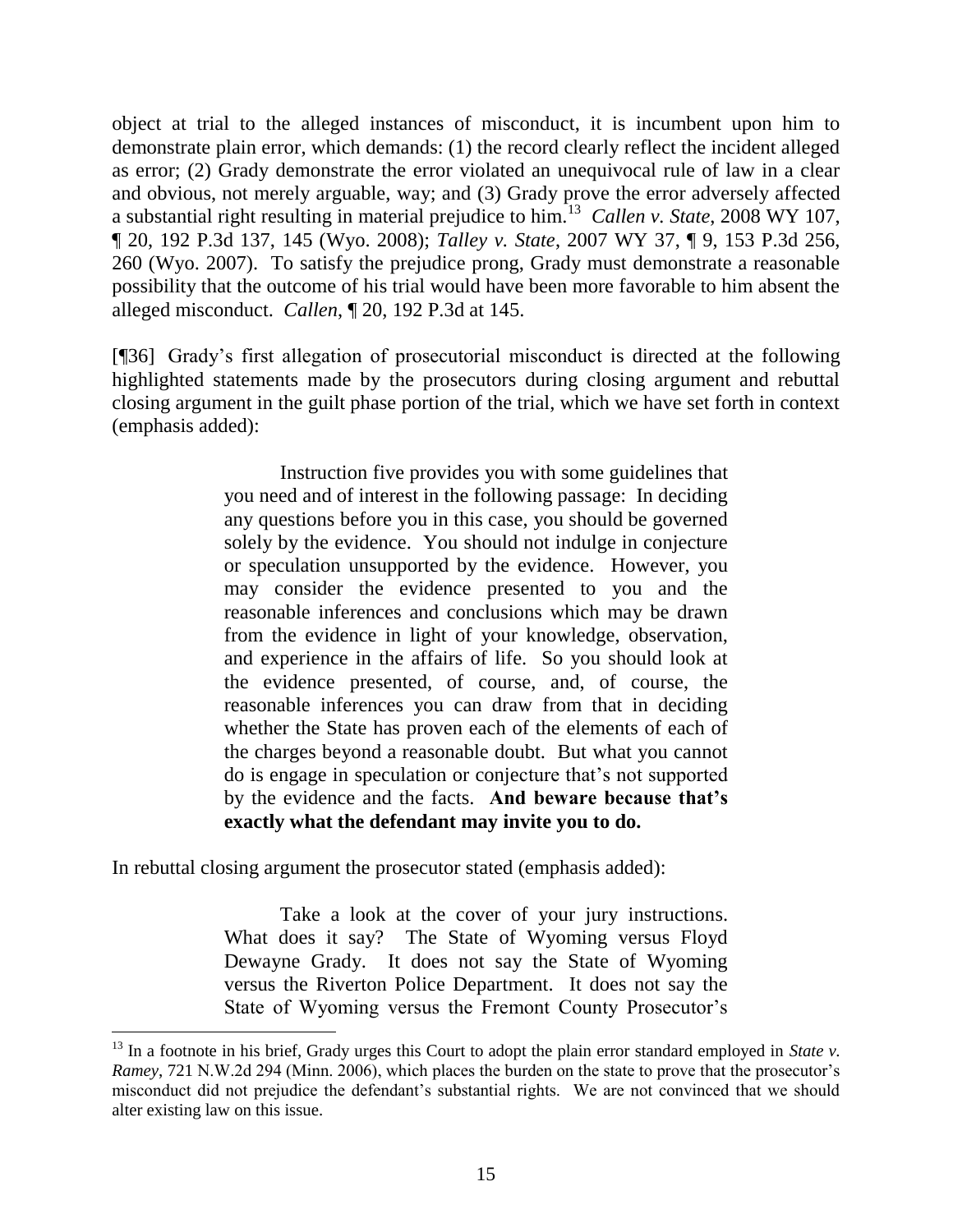object at trial to the alleged instances of misconduct, it is incumbent upon him to demonstrate plain error, which demands: (1) the record clearly reflect the incident alleged as error; (2) Grady demonstrate the error violated an unequivocal rule of law in a clear and obvious, not merely arguable, way; and (3) Grady prove the error adversely affected a substantial right resulting in material prejudice to him.[13] *Callen v. State*, 2008 WY 107, ¶ 20, 192 P.3d 137, 145 (Wyo. 2008); *Talley v. State*, 2007 WY 37, ¶ 9, 153 P.3d 256, 260 (Wyo. 2007). To satisfy the prejudice prong, Grady must demonstrate a reasonable possibility that the outcome of his trial would have been more favorable to him absent the alleged misconduct. *Callen*, ¶ 20, 192 P.3d at 145.

[¶36] Grady's first allegation of prosecutorial misconduct is directed at the following highlighted statements made by the prosecutors during closing argument and rebuttal closing argument in the guilt phase portion of the trial, which we have set forth in context (emphasis added):

> Instruction five provides you with some guidelines that you need and of interest in the following passage: In deciding any questions before you in this case, you should be governed solely by the evidence. You should not indulge in conjecture or speculation unsupported by the evidence. However, you may consider the evidence presented to you and the reasonable inferences and conclusions which may be drawn from the evidence in light of your knowledge, observation, and experience in the affairs of life. So you should look at the evidence presented, of course, and, of course, the reasonable inferences you can draw from that in deciding whether the State has proven each of the elements of each of the charges beyond a reasonable doubt. But what you cannot do is engage in speculation or conjecture that's not supported by the evidence and the facts. **And beware because that's exactly what the defendant may invite you to do.**

In rebuttal closing argument the prosecutor stated (emphasis added):

> Take a look at the cover of your jury instructions. What does it say? The State of Wyoming versus Floyd Dewayne Grady. It does not say the State of Wyoming versus the Riverton Police Department. It does not say the State of Wyoming versus the Fremont County Prosecutor's

---

[13] In a footnote in his brief, Grady urges this Court to adopt the plain error standard employed in *State v. Ramey*, 721 N.W.2d 294 (Minn. 2006), which places the burden on the state to prove that the prosecutor's misconduct did not prejudice the defendant's substantial rights. We are not convinced that we should alter existing law on this issue.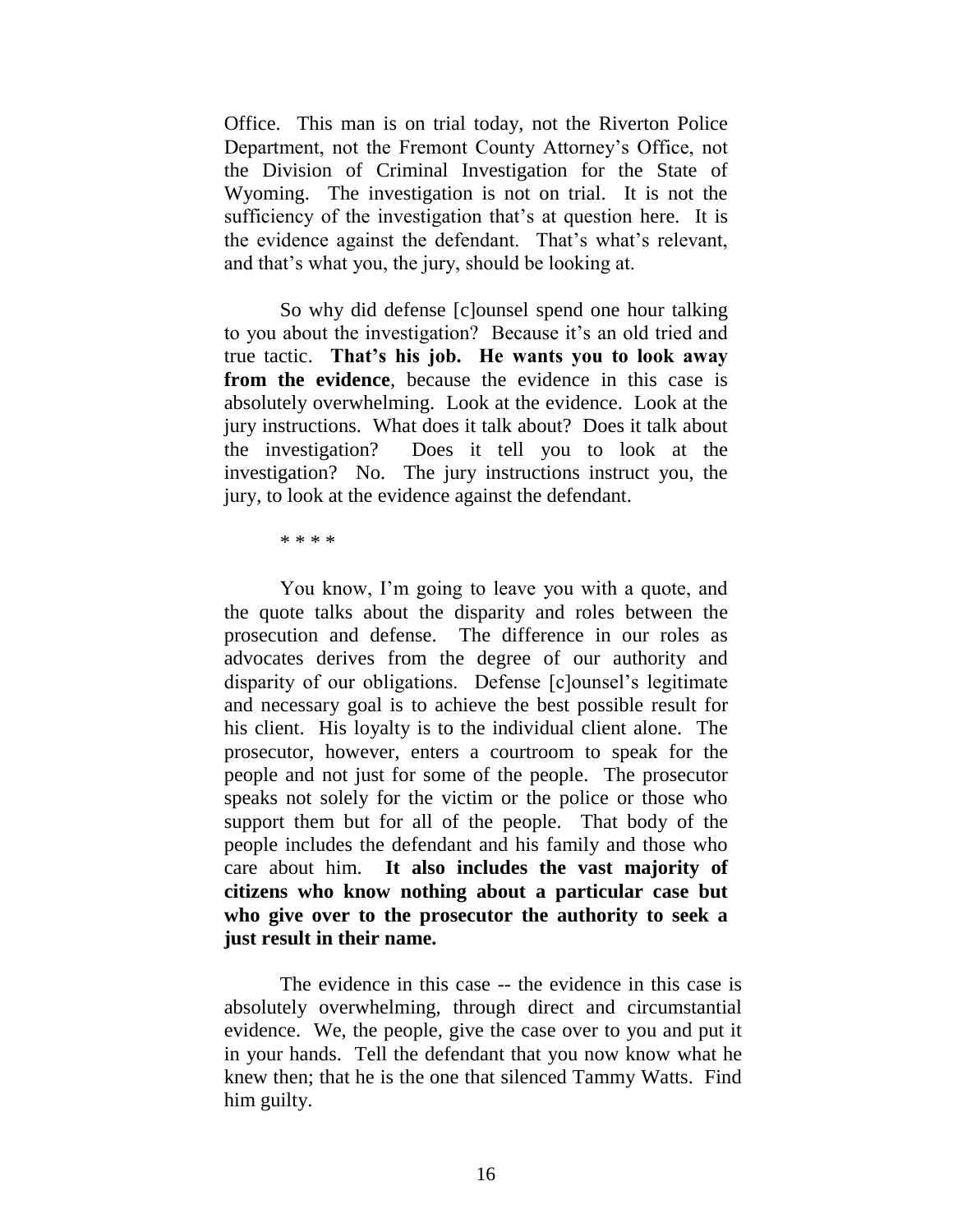Office. This man is on trial today, not the Riverton Police Department, not the Fremont County Attorney's Office, not the Division of Criminal Investigation for the State of Wyoming. The investigation is not on trial. It is not the sufficiency of the investigation that's at question here. It is the evidence against the defendant. That's what's relevant, and that's what you, the jury, should be looking at.

So why did defense [c]ounsel spend one hour talking to you about the investigation? Because it's an old tried and true tactic. **That's his job. He wants you to look away from the evidence**, because the evidence in this case is absolutely overwhelming. Look at the evidence. Look at the jury instructions. What does it talk about? Does it talk about the investigation? Does it tell you to look at the investigation? No. The jury instructions instruct you, the jury, to look at the evidence against the defendant.

\* \* \* \*

You know, I'm going to leave you with a quote, and the quote talks about the disparity and roles between the prosecution and defense. The difference in our roles as advocates derives from the degree of our authority and disparity of our obligations. Defense [c]ounsel's legitimate and necessary goal is to achieve the best possible result for his client. His loyalty is to the individual client alone. The prosecutor, however, enters a courtroom to speak for the people and not just for some of the people. The prosecutor speaks not solely for the victim or the police or those who support them but for all of the people. That body of the people includes the defendant and his family and those who care about him. **It also includes the vast majority of citizens who know nothing about a particular case but who give over to the prosecutor the authority to seek a just result in their name.**

The evidence in this case -- the evidence in this case is absolutely overwhelming, through direct and circumstantial evidence. We, the people, give the case over to you and put it in your hands. Tell the defendant that you now know what he knew then; that he is the one that silenced Tammy Watts. Find him guilty.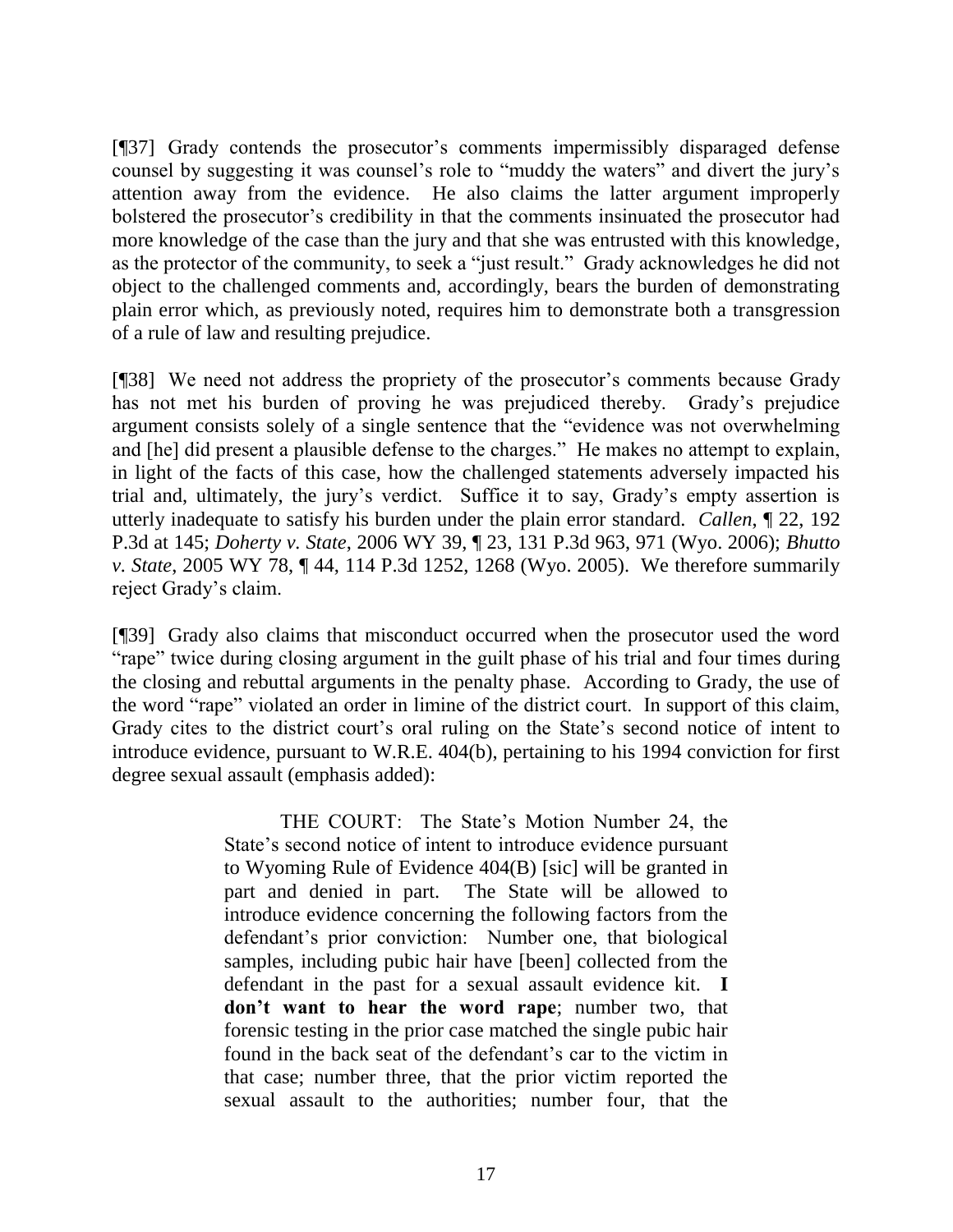[¶37] Grady contends the prosecutor's comments impermissibly disparaged defense counsel by suggesting it was counsel's role to "muddy the waters" and divert the jury's attention away from the evidence. He also claims the latter argument improperly bolstered the prosecutor's credibility in that the comments insinuated the prosecutor had more knowledge of the case than the jury and that she was entrusted with this knowledge, as the protector of the community, to seek a "just result." Grady acknowledges he did not object to the challenged comments and, accordingly, bears the burden of demonstrating plain error which, as previously noted, requires him to demonstrate both a transgression of a rule of law and resulting prejudice.

[¶38] We need not address the propriety of the prosecutor's comments because Grady has not met his burden of proving he was prejudiced thereby. Grady's prejudice argument consists solely of a single sentence that the "evidence was not overwhelming and [he] did present a plausible defense to the charges." He makes no attempt to explain, in light of the facts of this case, how the challenged statements adversely impacted his trial and, ultimately, the jury's verdict. Suffice it to say, Grady's empty assertion is utterly inadequate to satisfy his burden under the plain error standard. *Callen*, ¶ 22, 192 P.3d at 145; *Doherty v. State*, 2006 WY 39, ¶ 23, 131 P.3d 963, 971 (Wyo. 2006); *Bhutto v. State*, 2005 WY 78, ¶ 44, 114 P.3d 1252, 1268 (Wyo. 2005). We therefore summarily reject Grady's claim.

[¶39] Grady also claims that misconduct occurred when the prosecutor used the word "rape" twice during closing argument in the guilt phase of his trial and four times during the closing and rebuttal arguments in the penalty phase. According to Grady, the use of the word "rape" violated an order in limine of the district court. In support of this claim, Grady cites to the district court's oral ruling on the State's second notice of intent to introduce evidence, pursuant to W.R.E. 404(b), pertaining to his 1994 conviction for first degree sexual assault (emphasis added):

> THE COURT: The State's Motion Number 24, the State's second notice of intent to introduce evidence pursuant to Wyoming Rule of Evidence 404(B) [sic] will be granted in part and denied in part. The State will be allowed to introduce evidence concerning the following factors from the defendant's prior conviction: Number one, that biological samples, including pubic hair have [been] collected from the defendant in the past for a sexual assault evidence kit. **I don't want to hear the word rape**; number two, that forensic testing in the prior case matched the single pubic hair found in the back seat of the defendant's car to the victim in that case; number three, that the prior victim reported the sexual assault to the authorities; number four, that the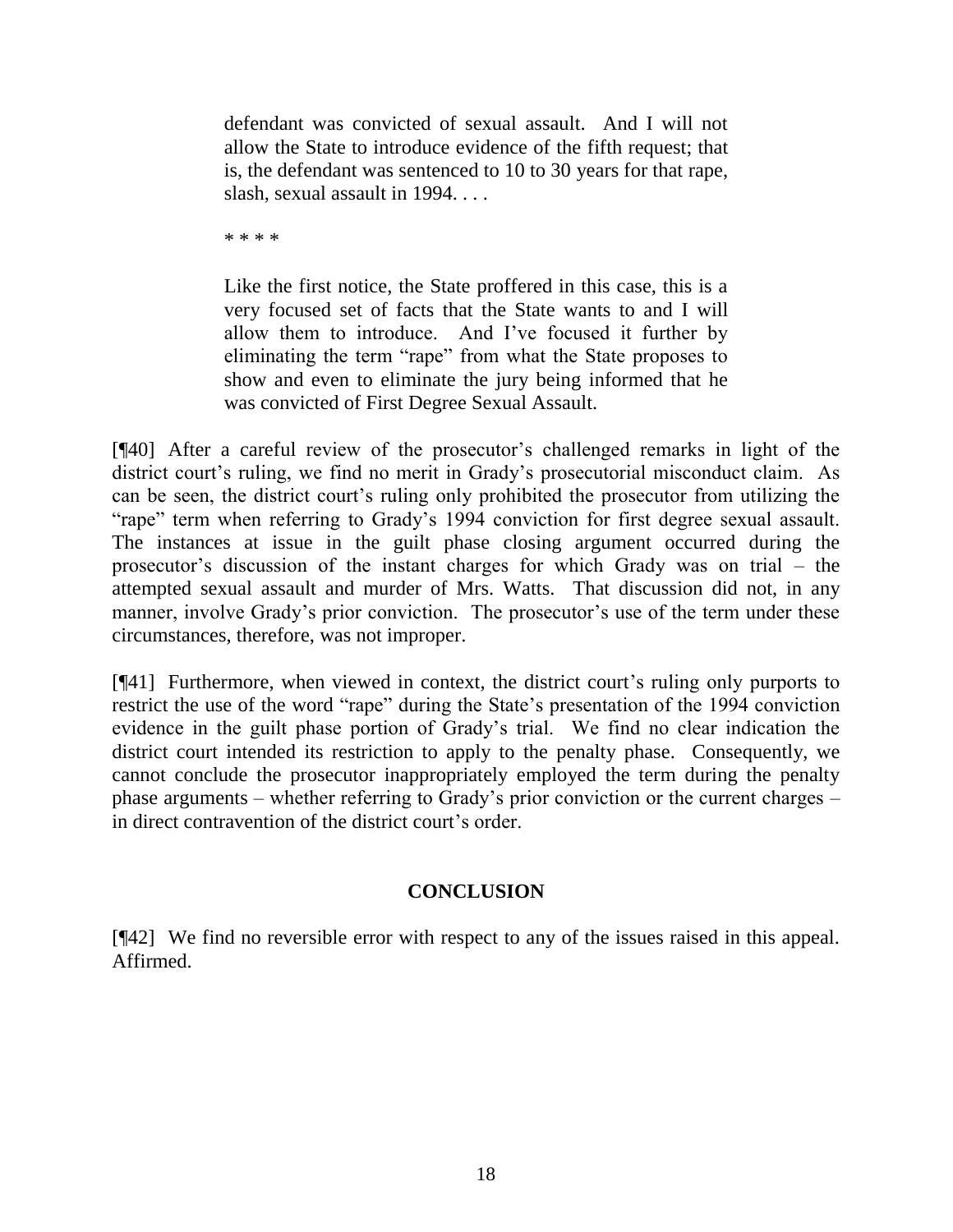> defendant was convicted of sexual assault. And I will not allow the State to introduce evidence of the fifth request; that is, the defendant was sentenced to 10 to 30 years for that rape, slash, sexual assault in 1994. . . .
>
> * * * *
>
> Like the first notice, the State proffered in this case, this is a very focused set of facts that the State wants to and I will allow them to introduce. And I've focused it further by eliminating the term "rape" from what the State proposes to show and even to eliminate the jury being informed that he was convicted of First Degree Sexual Assault.

[¶40] After a careful review of the prosecutor's challenged remarks in light of the district court's ruling, we find no merit in Grady's prosecutorial misconduct claim. As can be seen, the district court's ruling only prohibited the prosecutor from utilizing the "rape" term when referring to Grady's 1994 conviction for first degree sexual assault. The instances at issue in the guilt phase closing argument occurred during the prosecutor's discussion of the instant charges for which Grady was on trial – the attempted sexual assault and murder of Mrs. Watts. That discussion did not, in any manner, involve Grady's prior conviction. The prosecutor's use of the term under these circumstances, therefore, was not improper.

[¶41] Furthermore, when viewed in context, the district court's ruling only purports to restrict the use of the word "rape" during the State's presentation of the 1994 conviction evidence in the guilt phase portion of Grady's trial. We find no clear indication the district court intended its restriction to apply to the penalty phase. Consequently, we cannot conclude the prosecutor inappropriately employed the term during the penalty phase arguments – whether referring to Grady's prior conviction or the current charges – in direct contravention of the district court's order.

## CONCLUSION

[¶42] We find no reversible error with respect to any of the issues raised in this appeal. Affirmed.